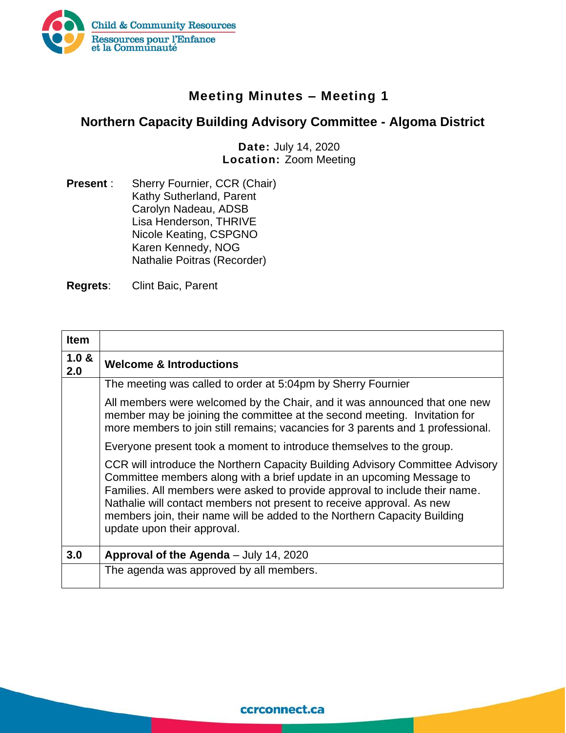# Meeting Minutes – Meeting 1

## Northern Capacity Building Advisory Committee - Algoma District

**Date:** July 14, 2020
**Location:** Zoom Meeting

**Present** : Sherry Fournier, CCR (Chair)
Kathy Sutherland, Parent
Carolyn Nadeau, ADSB
Lisa Henderson, THRIVE
Nicole Keating, CSPGNO
Karen Kennedy, NOG
Nathalie Poitras (Recorder)

**Regrets**: Clint Baic, Parent

| Item | |
|---|---|
| **1.0 & 2.0** | **Welcome & Introductions** |
| | The meeting was called to order at 5:04pm by Sherry Fournier<br><br>All members were welcomed by the Chair, and it was announced that one new member may be joining the committee at the second meeting. Invitation for more members to join still remains; vacancies for 3 parents and 1 professional.<br><br>Everyone present took a moment to introduce themselves to the group.<br><br>CCR will introduce the Northern Capacity Building Advisory Committee Advisory Committee members along with a brief update in an upcoming Message to Families. All members were asked to provide approval to include their name. Nathalie will contact members not present to receive approval. As new members join, their name will be added to the Northern Capacity Building update upon their approval. |
| **3.0** | **Approval of the Agenda** – July 14, 2020 |
| | The agenda was approved by all members. |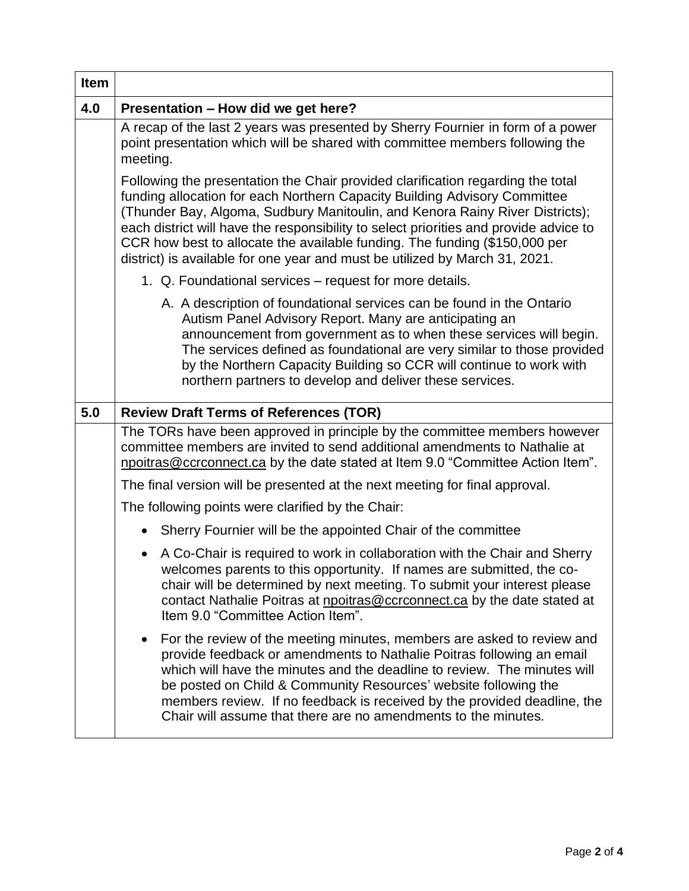| Item | |
|---|---|
| 4.0 | **Presentation – How did we get here?** |
| | A recap of the last 2 years was presented by Sherry Fournier in form of a power point presentation which will be shared with committee members following the meeting.<br><br>Following the presentation the Chair provided clarification regarding the total funding allocation for each Northern Capacity Building Advisory Committee (Thunder Bay, Algoma, Sudbury Manitoulin, and Kenora Rainy River Districts); each district will have the responsibility to select priorities and provide advice to CCR how best to allocate the available funding. The funding ($150,000 per district) is available for one year and must be utilized by March 31, 2021.<br><br>1. Q. Foundational services – request for more details.<br><br>A. A description of foundational services can be found in the Ontario Autism Panel Advisory Report. Many are anticipating an announcement from government as to when these services will begin. The services defined as foundational are very similar to those provided by the Northern Capacity Building so CCR will continue to work with northern partners to develop and deliver these services. |
| 5.0 | **Review Draft Terms of References (TOR)** |
| | The TORs have been approved in principle by the committee members however committee members are invited to send additional amendments to Nathalie at npoitras@ccrconnect.ca by the date stated at Item 9.0 "Committee Action Item".<br><br>The final version will be presented at the next meeting for final approval.<br><br>The following points were clarified by the Chair:<br><br>• Sherry Fournier will be the appointed Chair of the committee<br><br>• A Co-Chair is required to work in collaboration with the Chair and Sherry welcomes parents to this opportunity. If names are submitted, the co-chair will be determined by next meeting. To submit your interest please contact Nathalie Poitras at npoitras@ccrconnect.ca by the date stated at Item 9.0 "Committee Action Item".<br><br>• For the review of the meeting minutes, members are asked to review and provide feedback or amendments to Nathalie Poitras following an email which will have the minutes and the deadline to review. The minutes will be posted on Child & Community Resources' website following the members review. If no feedback is received by the provided deadline, the Chair will assume that there are no amendments to the minutes. |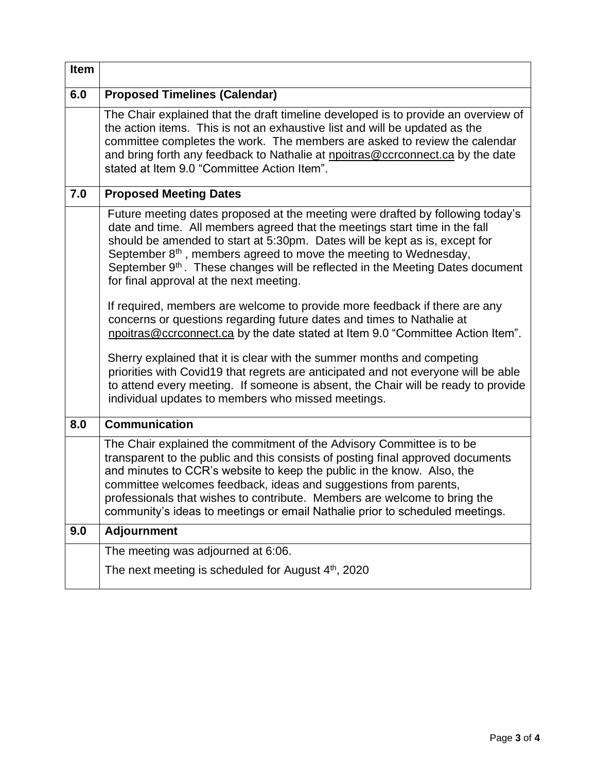| Item | |
|---|---|
| **6.0** | **Proposed Timelines (Calendar)** |
| | The Chair explained that the draft timeline developed is to provide an overview of the action items. This is not an exhaustive list and will be updated as the committee completes the work. The members are asked to review the calendar and bring forth any feedback to Nathalie at npoitras@ccrconnect.ca by the date stated at Item 9.0 "Committee Action Item". |
| **7.0** | **Proposed Meeting Dates** |
| | Future meeting dates proposed at the meeting were drafted by following today's date and time. All members agreed that the meetings start time in the fall should be amended to start at 5:30pm. Dates will be kept as is, except for September 8th, members agreed to move the meeting to Wednesday, September 9th. These changes will be reflected in the Meeting Dates document for final approval at the next meeting.<br><br>If required, members are welcome to provide more feedback if there are any concerns or questions regarding future dates and times to Nathalie at npoitras@ccrconnect.ca by the date stated at Item 9.0 "Committee Action Item".<br><br>Sherry explained that it is clear with the summer months and competing priorities with Covid19 that regrets are anticipated and not everyone will be able to attend every meeting. If someone is absent, the Chair will be ready to provide individual updates to members who missed meetings. |
| **8.0** | **Communication** |
| | The Chair explained the commitment of the Advisory Committee is to be transparent to the public and this consists of posting final approved documents and minutes to CCR's website to keep the public in the know. Also, the committee welcomes feedback, ideas and suggestions from parents, professionals that wishes to contribute. Members are welcome to bring the community's ideas to meetings or email Nathalie prior to scheduled meetings. |
| **9.0** | **Adjournment** |
| | The meeting was adjourned at 6:06.<br><br>The next meeting is scheduled for August 4th, 2020 |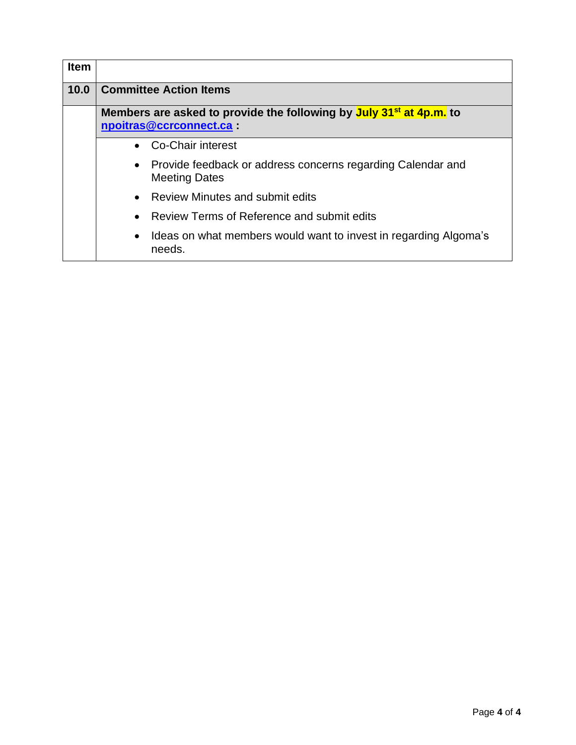| Item | |
|---|---|
| **10.0** | **Committee Action Items** |
| | **Members are asked to provide the following by July 31st at 4p.m. to npoitras@ccrconnect.ca :** |
| | • Co-Chair interest<br>• Provide feedback or address concerns regarding Calendar and Meeting Dates<br>• Review Minutes and submit edits<br>• Review Terms of Reference and submit edits<br>• Ideas on what members would want to invest in regarding Algoma's needs. |